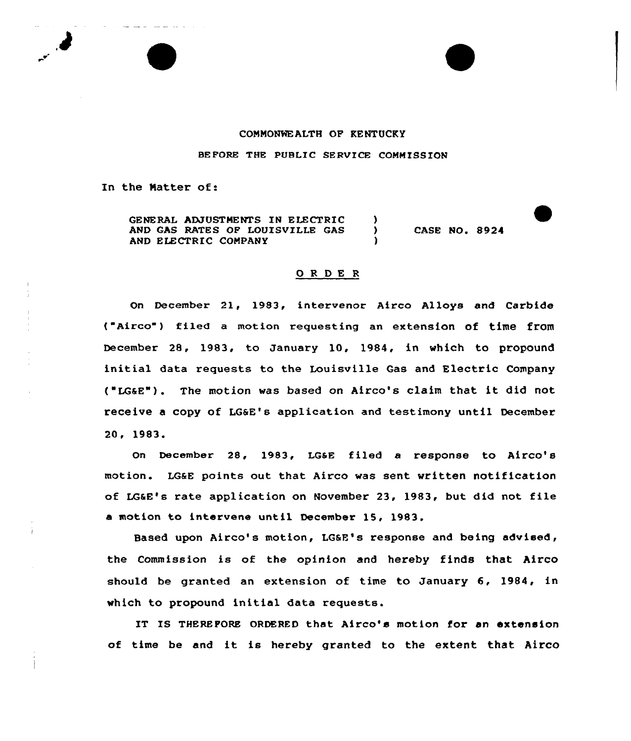COMMONWEALTH OF KENTUCKY

BEFORE THE PUBLIC SERVICE COMMISSION

In the Matter of:

GENERAL ADJUSTMENTS IN ELECTRIC AND GAS RATES OF LOUISVILLE GAS AND ELECTRIC COMPANY ) CASE NO. 8924

## O R D E R

On December 21, 1983, intervenor Airco Alloys and Carbide ("Airco") filed a motion requesting an extension of time from December 28, 1983, to January 10, 1984, in which to propound initial data requests to the Louisville Gas and Electric Company ("LG&E"). The motion was based on Airco's claim that it did not receive a copy of LG&E's application and testimony until December 20, 1983.

On December 28, 1983, LG&E filed a response to Airco's motion. LG&E points out that Airco was sent written notification of LG&E's rate application on November 23, 1983, but did not file a motion to intervene until December 15, 1983.

Based upon Airco's motion, LG&E's response and being advised, the Commission is of the opinion and hereby finds that Airco should be granted an extension of time to January 6, 1984, in which to propound initial data requests.

IT IS THEREFORE ORDERED that Airco's motion for an extension of time be and it is hereby granted to the extent that Airco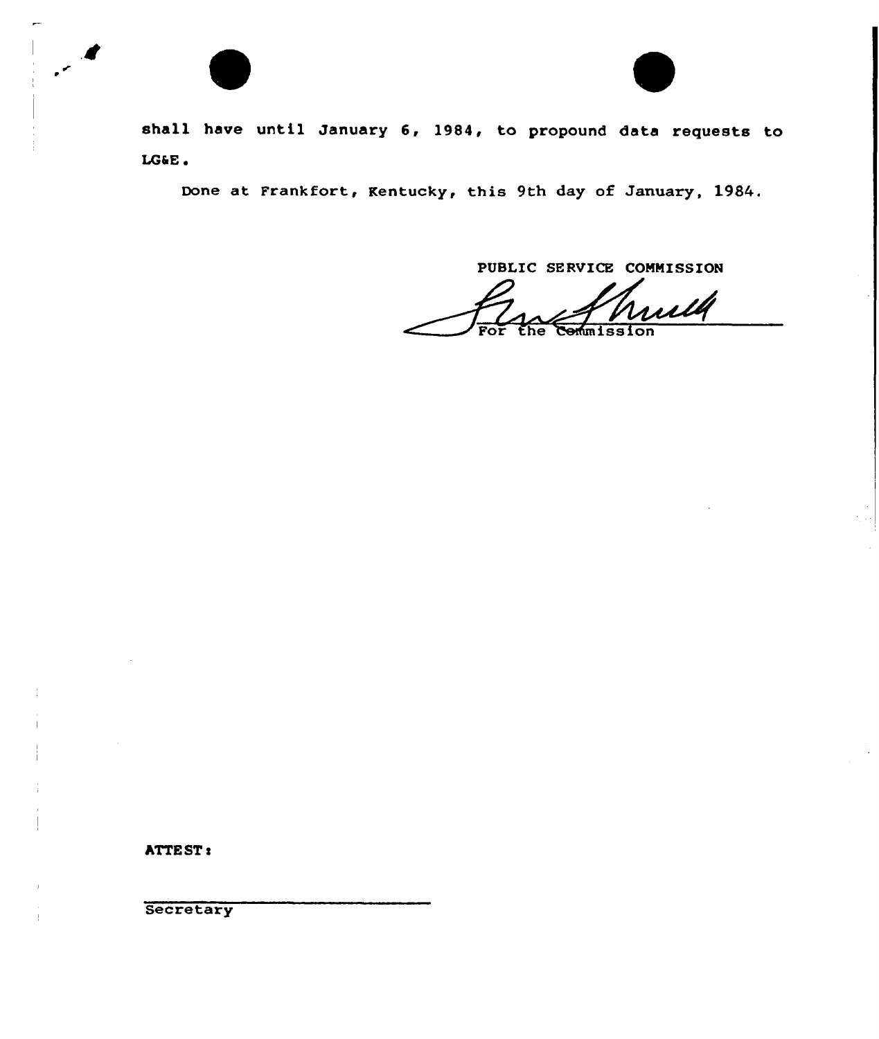shall have until January 6, 1984, to propound data requests to LG&E.

Done at Frankfort, Kentucky, this 9th day of January, 1984.

PUBLIC SERVICE COMMISSION

For the Commission

ATTEST:

Secretary